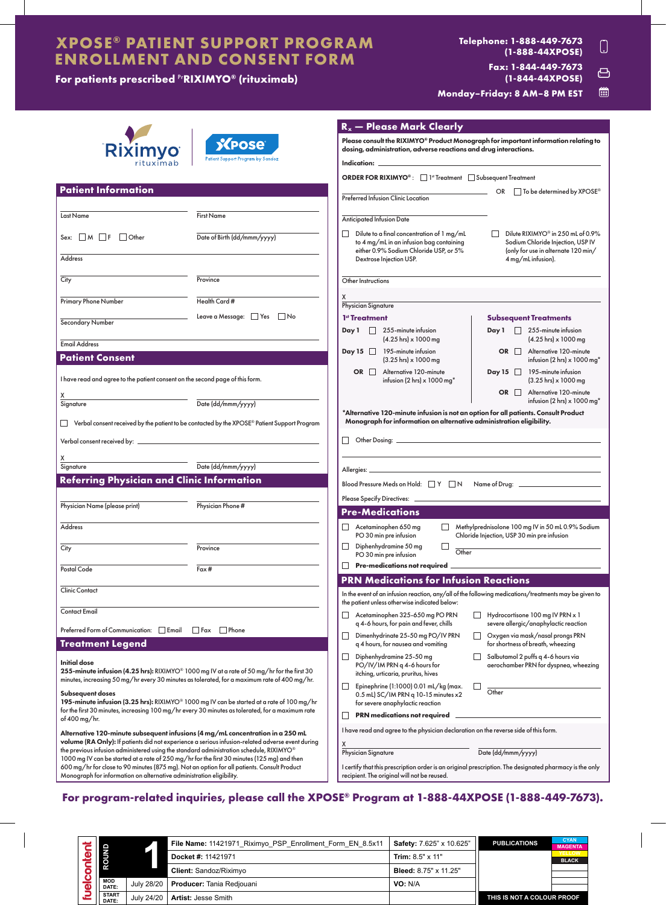# XPOSE® PATIENT SUPPORT PROGRAM ENROLLMENT AND CONSENT FORM

**For patients prescribed [Pr]RIXIMYO® (rituximab)**

Telephone: 1-888-449-7673 (1-888-44XPOSE)

Fax: 1-844-449-7673 (1-844-44XPOSE)

Monday–Friday: 8 AM–8 PM EST

Riximyo rituximab | XPOSE Patient Support Program by Sandoz

## Patient Information

Last Name ____________ First Name ____________

Sex: ☐ M ☐ F ☐ Other Date of Birth (dd/mmm/yyyy) ____________

Address ____________

City ____________ Province ____________

Primary Phone Number ____________ Health Card # ____________

Secondary Number ____________ Leave a Message: ☐ Yes ☐ No

Email Address ____________

## Patient Consent

I have read and agree to the patient consent on the second page of this form.

X ____________ Signature Date (dd/mmm/yyyy) ____________

☐ Verbal consent received by the patient to be contacted by the XPOSE® Patient Support Program

Verbal consent received by: ____________

X ____________ Signature Date (dd/mmm/yyyy) ____________

## Referring Physician and Clinic Information

Physician Name (please print) ____________ Physician Phone # ____________

Address ____________

City ____________ Province ____________

Postal Code ____________ Fax # ____________

Clinic Contact ____________

Contact Email ____________

Preferred Form of Communication: ☐ Email ☐ Fax ☐ Phone

## Treatment Legend

**Initial dose**

**255-minute infusion (4.25 hrs):** RIXIMYO® 1000 mg IV at a rate of 50 mg/hr for the first 30 minutes, increasing 50 mg/hr every 30 minutes as tolerated, for a maximum rate of 400 mg/hr.

**Subsequent doses**

**195-minute infusion (3.25 hrs):** RIXIMYO® 1000 mg IV can be started at a rate of 100 mg/hr for the first 30 minutes, increasing 100 mg/hr every 30 minutes as tolerated, for a maximum rate of 400 mg/hr.

**Alternative 120-minute subsequent infusions (4 mg/mL concentration in a 250 mL volume (RA Only):** If patients did not experience a serious infusion-related adverse event during the previous infusion administered using the standard administration schedule, RIXIMYO® 1000 mg IV can be started at a rate of 250 mg/hr for the first 30 minutes (125 mg) and then 600 mg/hr for close to 90 minutes (875 mg). Not an option for all patients. Consult Product Monograph for information on alternative administration eligibility.

## Rx — Please Mark Clearly

**Please consult the RIXIMYO® Product Monograph for important information relating to dosing, administration, adverse reactions and drug interactions.**

Indication: ____________

**ORDER FOR RIXIMYO®:** ☐ 1st Treatment ☐ Subsequent Treatment

Preferred Infusion Clinic Location ____________ OR ☐ To be determined by XPOSE®

Anticipated Infusion Date ____________

☐ Dilute to a final concentration of 1 mg/mL to 4 mg/mL in an infusion bag containing either 0.9% Sodium Chloride USP, or 5% Dextrose Injection USP.

☐ Dilute RIXIMYO® in 250 mL of 0.9% Sodium Chloride Injection, USP IV (only for use in alternate 120 min/ 4 mg/mL infusion).

Other Instructions ____________

X ____________ Physician Signature

| 1st Treatment | | Subsequent Treatments | |
|---|---|---|---|
| **Day 1** | ☐ 255-minute infusion (4.25 hrs) x 1000 mg | **Day 1** | ☐ 255-minute infusion (4.25 hrs) x 1000 mg |
| **Day 15** | ☐ 195-minute infusion (3.25 hrs) x 1000 mg | **OR** | ☐ Alternative 120-minute infusion (2 hrs) x 1000 mg* |
| **OR** | ☐ Alternative 120-minute infusion (2 hrs) x 1000 mg* | **Day 15** | ☐ 195-minute infusion (3.25 hrs) x 1000 mg |
| | | **OR** | ☐ Alternative 120-minute infusion (2 hrs) x 1000 mg* |

**\*Alternative 120-minute infusion is not an option for all patients. Consult Product Monograph for information on alternative administration eligibility.**

☐ Other Dosing: ____________

Allergies: ____________

Blood Pressure Meds on Hold: ☐ Y ☐ N Name of Drug: ____________

Please Specify Directives: ____________

## Pre-Medications

☐ Acetaminophen 650 mg PO 30 min pre infusion

☐ Methylprednisolone 100 mg IV in 50 mL 0.9% Sodium Chloride Injection, USP 30 min pre infusion

☐ Diphenhydramine 50 mg PO 30 min pre infusion

☐ Other ____________

☐ **Pre-medications not required** ____________

## PRN Medications for Infusion Reactions

In the event of an infusion reaction, any/all of the following medications/treatments may be given to the patient unless otherwise indicated below:

☐ Acetaminophen 325-650 mg PO PRN q 4-6 hours, for pain and fever, chills

☐ Hydrocortisone 100 mg IV PRN x 1 severe allergic/anaphylactic reaction

☐ Dimenhydrinate 25-50 mg PO/IV PRN q 4 hours, for nausea and vomiting

☐ Oxygen via mask/nasal prongs PRN for shortness of breath, wheezing

☐ Diphenhydramine 25-50 mg PO/IV/IM PRN q 4-6 hours for itching, urticaria, pruritus, hives

☐ Salbutamol 2 puffs q 4-6 hours via aerochamber PRN for dyspnea, wheezing

☐ Epinephrine (1:1000) 0.01 mL/kg (max. 0.5 mL) SC/IM PRN q 10-15 minutes x2 for severe anaphylactic reaction

☐ Other ____________

☐ **PRN medications not required** ____________

I have read and agree to the physician declaration on the reverse side of this form.

X ____________ Physician Signature Date (dd/mmm/yyyy) ____________

I certify that this prescription order is an original prescription. The designated pharmacy is the only recipient. The original will not be reused.

**For program-related inquiries, please call the XPOSE® Program at 1-888-44XPOSE (1-888-449-7673).**

| fuelcontent | ROUND 1 | File Name: 11421971_Riximyo_PSP_Enrollment_Form_EN_8.5x11 | Safety: 7.625" x 10.625" | PUBLICATIONS |
|---|---|---|---|---|
| | | Docket #: 11421971 | Trim: 8.5" x 11" | CYAN / MAGENTA / YELLOW / BLACK |
| | | Client: Sandoz/Riximyo | Bleed: 8.75" x 11.25" | |
| | MOD DATE: July 28/20 | Producer: Tania Redjouani | VO: N/A | |
| | START DATE: July 24/20 | Artist: Jesse Smith | | THIS IS NOT A COLOUR PROOF |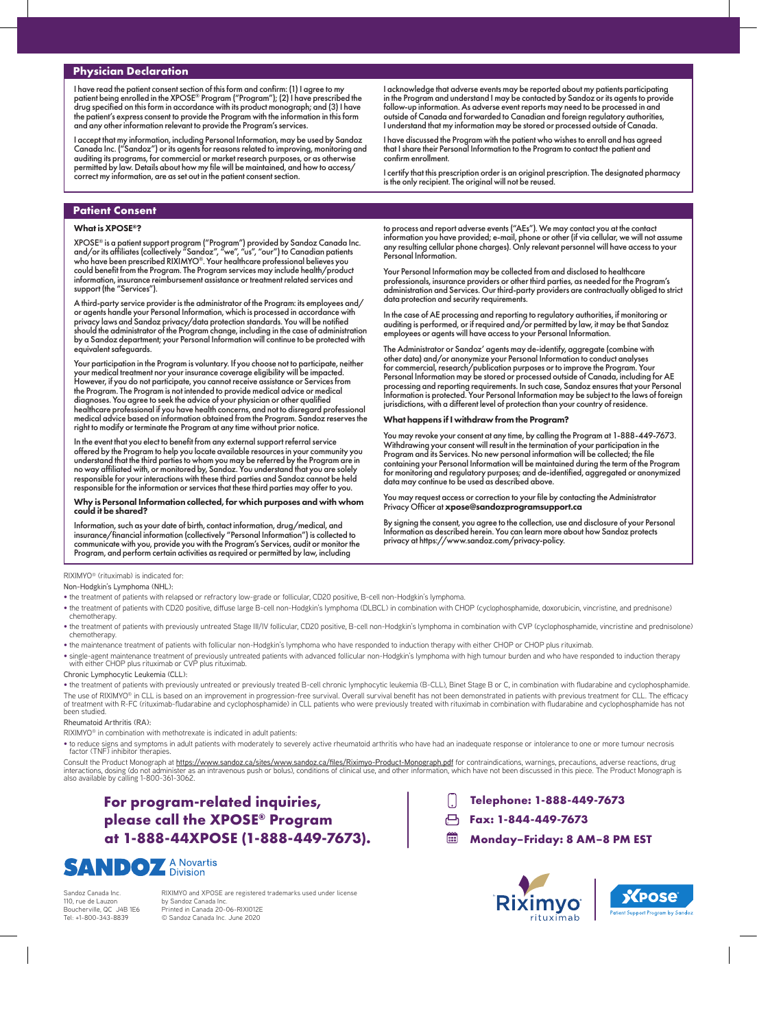## Physician Declaration

I have read the patient consent section of this form and confirm: (1) I agree to my patient being enrolled in the XPOSE® Program ("Program"); (2) I have prescribed the drug specified on this form in accordance with its product monograph; and (3) I have the patient's express consent to provide the Program with the information in this form and any other information relevant to provide the Program's services.

I accept that my information, including Personal Information, may be used by Sandoz Canada Inc. ("Sandoz") or its agents for reasons related to improving, monitoring and auditing its programs, for commercial or market research purposes, or as otherwise permitted by law. Details about how my file will be maintained, and how to access/correct my information, are as set out in the patient consent section.

I acknowledge that adverse events may be reported about my patients participating in the Program and understand I may be contacted by Sandoz or its agents to provide follow-up information. As adverse event reports may need to be processed in and outside of Canada and forwarded to Canadian and foreign regulatory authorities, I understand that my information may be stored or processed outside of Canada.

I have discussed the Program with the patient who wishes to enroll and has agreed that I share their Personal Information to the Program to contact the patient and confirm enrollment.

I certify that this prescription order is an original prescription. The designated pharmacy is the only recipient. The original will not be reused.

## Patient Consent

**What is XPOSE®?**

XPOSE® is a patient support program ("Program") provided by Sandoz Canada Inc. and/or its affiliates (collectively "Sandoz", "we", "us", "our") to Canadian patients who have been prescribed RIXIMYO®. Your healthcare professional believes you could benefit from the Program. The Program services may include health/product information, insurance reimbursement assistance or treatment related services and support (the "Services").

A third-party service provider is the administrator of the Program: its employees and/or agents handle your Personal Information, which is processed in accordance with privacy laws and Sandoz privacy/data protection standards. You will be notified should the administrator of the Program change, including in the case of administration by a Sandoz department; your Personal Information will continue to be protected with equivalent safeguards.

Your participation in the Program is voluntary. If you choose not to participate, neither your medical treatment nor your insurance coverage eligibility will be impacted. However, if you do not participate, you cannot receive assistance or Services from the Program. The Program is not intended to provide medical advice or medical diagnoses. You agree to seek the advice of your physician or other qualified healthcare professional if you have health concerns, and not to disregard professional medical advice based on information obtained from the Program. Sandoz reserves the right to modify or terminate the Program at any time without prior notice.

In the event that you elect to benefit from any external support referral service offered by the Program to help you locate available resources in your community you understand that the third parties to whom you may be referred by the Program are in no way affiliated with, or monitored by, Sandoz. You understand that you are solely responsible for your interactions with these third parties and Sandoz cannot be held responsible for the information or services that these third parties may offer to you.

**Why is Personal Information collected, for which purposes and with whom could it be shared?**

Information, such as your date of birth, contact information, drug/medical, and insurance/financial information (collectively "Personal Information") is collected to communicate with you, provide you with the Program's Services, audit or monitor the Program, and perform certain activities as required or permitted by law, including to process and report adverse events ("AEs"). We may contact you at the contact information you have provided; e-mail, phone or other (if via cellular, we will not assume any resulting cellular phone charges). Only relevant personnel will have access to your Personal Information.

Your Personal Information may be collected from and disclosed to healthcare professionals, insurance providers or other third parties, as needed for the Program's administration and Services. Our third-party providers are contractually obliged to strict data protection and security requirements.

In the case of AE processing and reporting to regulatory authorities, if monitoring or auditing is performed, or if required and/or permitted by law, it may be that Sandoz employees or agents will have access to your Personal Information.

The Administrator or Sandoz' agents may de-identify, aggregate (combine with other data) and/or anonymize your Personal Information to conduct analyses for commercial, research/publication purposes or to improve the Program. Your Personal Information may be stored or processed outside of Canada, including for AE processing and reporting requirements. In such case, Sandoz ensures that your Personal Information is protected. Your Personal Information may be subject to the laws of foreign jurisdictions, with a different level of protection than your country of residence.

**What happens if I withdraw from the Program?**

You may revoke your consent at any time, by calling the Program at 1-888-449-7673. Withdrawing your consent will result in the termination of your participation in the Program and its Services. No new personal information will be collected; the file containing your Personal Information will be maintained during the term of the Program for monitoring and regulatory purposes; and de-identified, aggregated or anonymized data may continue to be used as described above.

You may request access or correction to your file by contacting the Administrator Privacy Officer at **xpose@sandozprogramsupport.ca**

By signing the consent, you agree to the collection, use and disclosure of your Personal Information as described herein. You can learn more about how Sandoz protects privacy at https://www.sandoz.com/privacy-policy.

RIXIMYO® (rituximab) is indicated for:

Non-Hodgkin's Lymphoma (NHL):

- the treatment of patients with relapsed or refractory low-grade or follicular, CD20 positive, B-cell non-Hodgkin's lymphoma.
- the treatment of patients with CD20 positive, diffuse large B-cell non-Hodgkin's lymphoma (DLBCL) in combination with CHOP (cyclophosphamide, doxorubicin, vincristine, and prednisone) chemotherapy.
- the treatment of patients with previously untreated Stage III/IV follicular, CD20 positive, B-cell non-Hodgkin's lymphoma in combination with CVP (cyclophosphamide, vincristine and prednisolone) chemotherapy.
- the maintenance treatment of patients with follicular non-Hodgkin's lymphoma who have responded to induction therapy with either CHOP or CHOP plus rituximab.
- single-agent maintenance treatment of previously untreated patients with advanced follicular non-Hodgkin's lymphoma with high tumour burden and who have responded to induction therapy with either CHOP plus rituximab or CVP plus rituximab.

Chronic Lymphocytic Leukemia (CLL):

- the treatment of patients with previously untreated or previously treated B-cell chronic lymphocytic leukemia (B-CLL), Binet Stage B or C, in combination with fludarabine and cyclophosphamide.

The use of RIXIMYO® in CLL is based on an improvement in progression-free survival. Overall survival benefit has not been demonstrated in patients with previous treatment for CLL. The efficacy of treatment with R-FC (rituximab-fludarabine and cyclophosphamide) in CLL patients who were previously treated with rituximab in combination with fludarabine and cyclophosphamide has not been studied.

Rheumatoid Arthritis (RA):

RIXIMYO® in combination with methotrexate is indicated in adult patients:

- to reduce signs and symptoms in adult patients with moderately to severely active rheumatoid arthritis who have had an inadequate response or intolerance to one or more tumour necrosis factor (TNF) inhibitor therapies.

Consult the Product Monograph at https://www.sandoz.ca/sites/www.sandoz.ca/files/Riximyo-Product-Monograph.pdf for contraindications, warnings, precautions, adverse reactions, drug interactions, dosing (do not administer as an intravenous push or bolus), conditions of clinical use, and other information, which have not been discussed in this piece. The Product Monograph is also available by calling 1-800-361-3062.

**For program-related inquiries, please call the XPOSE® Program at 1-888-44XPOSE (1-888-449-7673).**

**Telephone: 1-888-449-7673**

**Fax: 1-844-449-7673**

**Monday–Friday: 8 AM–8 PM EST**

SANDOZ A Novartis Division

Sandoz Canada Inc.
110, rue de Lauzon
Boucherville, QC J4B 1E6
Tel: +1-800-343-8839

RIXIMYO and XPOSE are registered trademarks used under license by Sandoz Canada Inc.
Printed in Canada 20-06-RIXI012E
© Sandoz Canada Inc. June 2020

Riximyo rituximab

XPOSE Patient Support Program by Sandoz